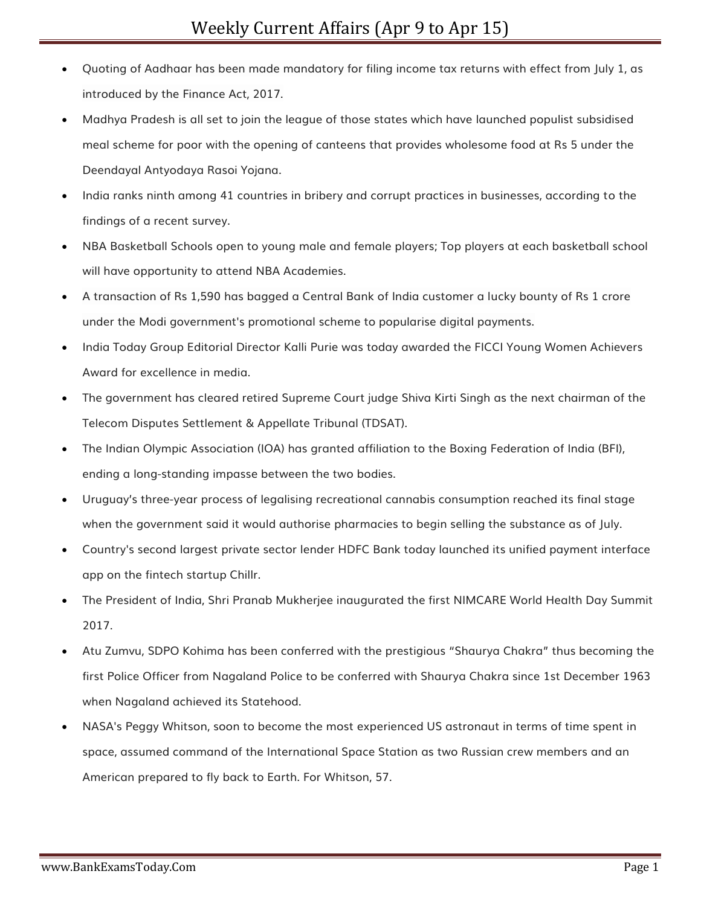# Weekly Current Affairs (Apr 9 to Apr 15)

- Quoting of Aadhaar has been made mandatory for filing income tax returns with effect from July 1, as introduced by the Finance Act, 2017.
- Madhya Pradesh is all set to join the league of those states which have launched populist subsidised meal scheme for poor with the opening of canteens that provides wholesome food at Rs 5 under the Deendayal Antyodaya Rasoi Yojana.
- India ranks ninth among 41 countries in bribery and corrupt practices in businesses, according to the findings of a recent survey.
- NBA Basketball Schools open to young male and female players; Top players at each basketball school will have opportunity to attend NBA Academies.
- A transaction of Rs 1,590 has bagged a Central Bank of India customer a lucky bounty of Rs 1 crore under the Modi government's promotional scheme to popularise digital payments.
- India Today Group Editorial Director Kalli Purie was today awarded the FICCI Young Women Achievers Award for excellence in media.
- The government has cleared retired Supreme Court judge Shiva Kirti Singh as the next chairman of the Telecom Disputes Settlement & Appellate Tribunal (TDSAT).
- The Indian Olympic Association (IOA) has granted affiliation to the Boxing Federation of India (BFI), ending a long-standing impasse between the two bodies.
- Uruguay's three-year process of legalising recreational cannabis consumption reached its final stage when the government said it would authorise pharmacies to begin selling the substance as of July.
- Country's second largest private sector lender HDFC Bank today launched its unified payment interface app on the fintech startup Chillr.
- The President of India, Shri Pranab Mukherjee inaugurated the first NIMCARE World Health Day Summit 2017.
- Atu Zumvu, SDPO Kohima has been conferred with the prestigious "Shaurya Chakra" thus becoming the first Police Officer from Nagaland Police to be conferred with Shaurya Chakra since 1st December 1963 when Nagaland achieved its Statehood.
- NASA's Peggy Whitson, soon to become the most experienced US astronaut in terms of time spent in space, assumed command of the International Space Station as two Russian crew members and an American prepared to fly back to Earth. For Whitson, 57.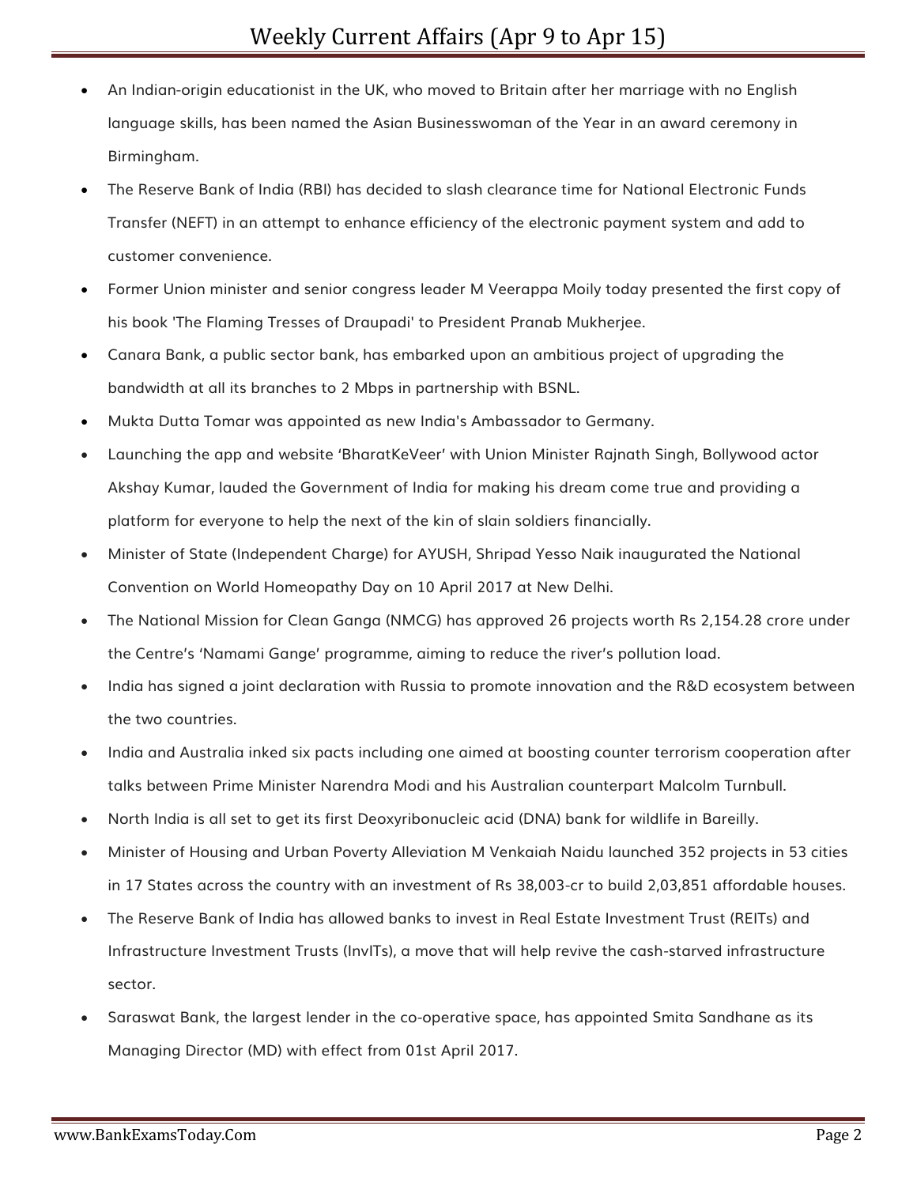- An Indian-origin educationist in the UK, who moved to Britain after her marriage with no English language skills, has been named the Asian Businesswoman of the Year in an award ceremony in Birmingham.
- The Reserve Bank of India (RBI) has decided to slash clearance time for National Electronic Funds Transfer (NEFT) in an attempt to enhance efficiency of the electronic payment system and add to customer convenience.
- Former Union minister and senior congress leader M Veerappa Moily today presented the first copy of his book 'The Flaming Tresses of Draupadi' to President Pranab Mukherjee.
- Canara Bank, a public sector bank, has embarked upon an ambitious project of upgrading the bandwidth at all its branches to 2 Mbps in partnership with BSNL.
- Mukta Dutta Tomar was appointed as new India's Ambassador to Germany.
- Launching the app and website 'BharatKeVeer' with Union Minister Rajnath Singh, Bollywood actor Akshay Kumar, lauded the Government of India for making his dream come true and providing a platform for everyone to help the next of the kin of slain soldiers financially.
- Minister of State (Independent Charge) for AYUSH, Shripad Yesso Naik inaugurated the National Convention on World Homeopathy Day on 10 April 2017 at New Delhi.
- The National Mission for Clean Ganga (NMCG) has approved 26 projects worth Rs 2,154.28 crore under the Centre's 'Namami Gange' programme, aiming to reduce the river's pollution load.
- India has signed a joint declaration with Russia to promote innovation and the R&D ecosystem between the two countries.
- India and Australia inked six pacts including one aimed at boosting counter terrorism cooperation after talks between Prime Minister Narendra Modi and his Australian counterpart Malcolm Turnbull.
- North India is all set to get its first Deoxyribonucleic acid (DNA) bank for wildlife in Bareilly.
- Minister of Housing and Urban Poverty Alleviation M Venkaiah Naidu launched 352 projects in 53 cities in 17 States across the country with an investment of Rs 38,003-cr to build 2,03,851 affordable houses.
- The Reserve Bank of India has allowed banks to invest in Real Estate Investment Trust (REITs) and Infrastructure Investment Trusts (InvITs), a move that will help revive the cash-starved infrastructure sector.
- Saraswat Bank, the largest lender in the co-operative space, has appointed Smita Sandhane as its Managing Director (MD) with effect from 01st April 2017.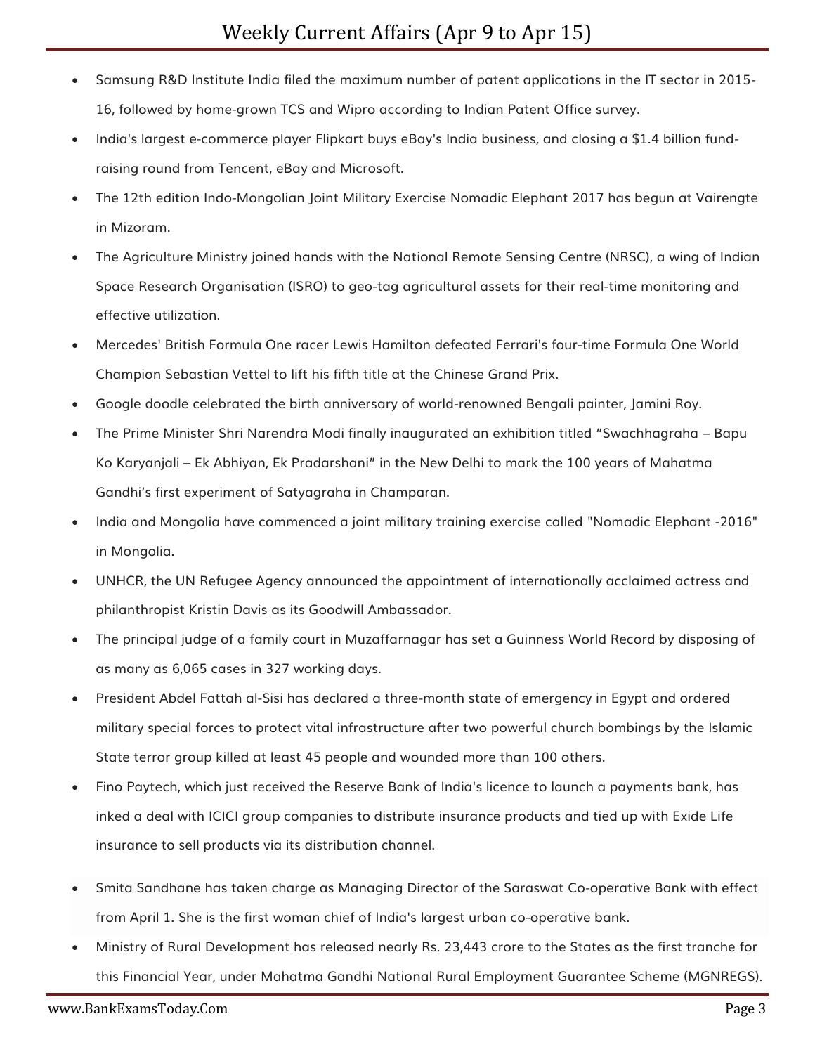- Samsung R&D Institute India filed the maximum number of patent applications in the IT sector in 2015-16, followed by home-grown TCS and Wipro according to Indian Patent Office survey.
- India's largest e-commerce player Flipkart buys eBay's India business, and closing a $1.4 billion fund-raising round from Tencent, eBay and Microsoft.
- The 12th edition Indo-Mongolian Joint Military Exercise Nomadic Elephant 2017 has begun at Vairengte in Mizoram.
- The Agriculture Ministry joined hands with the National Remote Sensing Centre (NRSC), a wing of Indian Space Research Organisation (ISRO) to geo-tag agricultural assets for their real-time monitoring and effective utilization.
- Mercedes' British Formula One racer Lewis Hamilton defeated Ferrari's four-time Formula One World Champion Sebastian Vettel to lift his fifth title at the Chinese Grand Prix.
- Google doodle celebrated the birth anniversary of world-renowned Bengali painter, Jamini Roy.
- The Prime Minister Shri Narendra Modi finally inaugurated an exhibition titled "Swachhagraha – Bapu Ko Karyanjali – Ek Abhiyan, Ek Pradarshani" in the New Delhi to mark the 100 years of Mahatma Gandhi's first experiment of Satyagraha in Champaran.
- India and Mongolia have commenced a joint military training exercise called "Nomadic Elephant -2016" in Mongolia.
- UNHCR, the UN Refugee Agency announced the appointment of internationally acclaimed actress and philanthropist Kristin Davis as its Goodwill Ambassador.
- The principal judge of a family court in Muzaffarnagar has set a Guinness World Record by disposing of as many as 6,065 cases in 327 working days.
- President Abdel Fattah al-Sisi has declared a three-month state of emergency in Egypt and ordered military special forces to protect vital infrastructure after two powerful church bombings by the Islamic State terror group killed at least 45 people and wounded more than 100 others.
- Fino Paytech, which just received the Reserve Bank of India's licence to launch a payments bank, has inked a deal with ICICI group companies to distribute insurance products and tied up with Exide Life insurance to sell products via its distribution channel.
- Smita Sandhane has taken charge as Managing Director of the Saraswat Co-operative Bank with effect from April 1. She is the first woman chief of India's largest urban co-operative bank.
- Ministry of Rural Development has released nearly Rs. 23,443 crore to the States as the first tranche for this Financial Year, under Mahatma Gandhi National Rural Employment Guarantee Scheme (MGNREGS).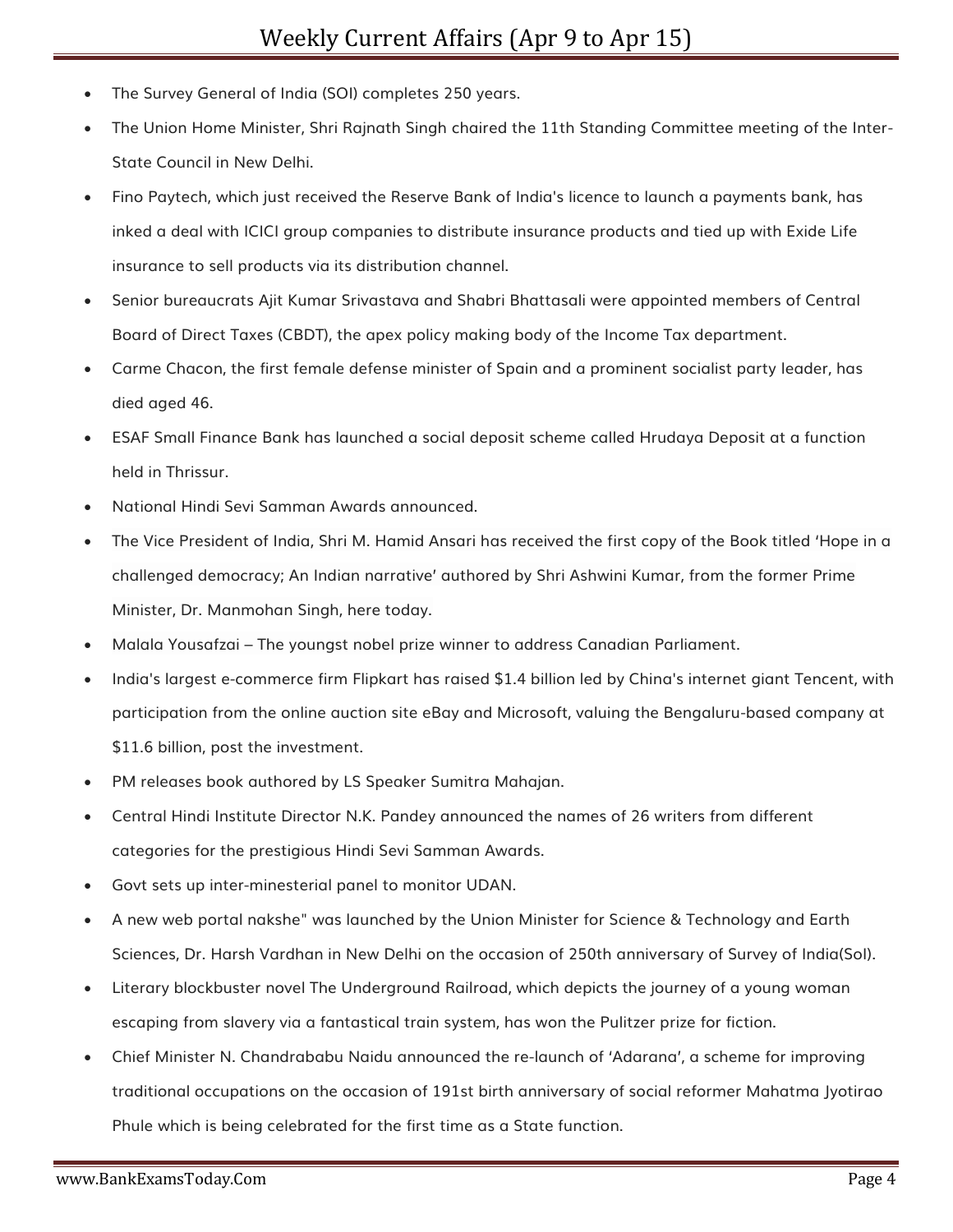- The Survey General of India (SOI) completes 250 years.
- The Union Home Minister, Shri Rajnath Singh chaired the 11th Standing Committee meeting of the Inter-State Council in New Delhi.
- Fino Paytech, which just received the Reserve Bank of India's licence to launch a payments bank, has inked a deal with ICICI group companies to distribute insurance products and tied up with Exide Life insurance to sell products via its distribution channel.
- Senior bureaucrats Ajit Kumar Srivastava and Shabri Bhattasali were appointed members of Central Board of Direct Taxes (CBDT), the apex policy making body of the Income Tax department.
- Carme Chacon, the first female defense minister of Spain and a prominent socialist party leader, has died aged 46.
- ESAF Small Finance Bank has launched a social deposit scheme called Hrudaya Deposit at a function held in Thrissur.
- National Hindi Sevi Samman Awards announced.
- The Vice President of India, Shri M. Hamid Ansari has received the first copy of the Book titled 'Hope in a challenged democracy; An Indian narrative' authored by Shri Ashwini Kumar, from the former Prime Minister, Dr. Manmohan Singh, here today.
- Malala Yousafzai – The youngst nobel prize winner to address Canadian Parliament.
- India's largest e-commerce firm Flipkart has raised $1.4 billion led by China's internet giant Tencent, with participation from the online auction site eBay and Microsoft, valuing the Bengaluru-based company at $11.6 billion, post the investment.
- PM releases book authored by LS Speaker Sumitra Mahajan.
- Central Hindi Institute Director N.K. Pandey announced the names of 26 writers from different categories for the prestigious Hindi Sevi Samman Awards.
- Govt sets up inter-minesterial panel to monitor UDAN.
- A new web portal nakshe" was launched by the Union Minister for Science & Technology and Earth Sciences, Dr. Harsh Vardhan in New Delhi on the occasion of 250th anniversary of Survey of India(SoI).
- Literary blockbuster novel The Underground Railroad, which depicts the journey of a young woman escaping from slavery via a fantastical train system, has won the Pulitzer prize for fiction.
- Chief Minister N. Chandrababu Naidu announced the re-launch of 'Adarana', a scheme for improving traditional occupations on the occasion of 191st birth anniversary of social reformer Mahatma Jyotirao Phule which is being celebrated for the first time as a State function.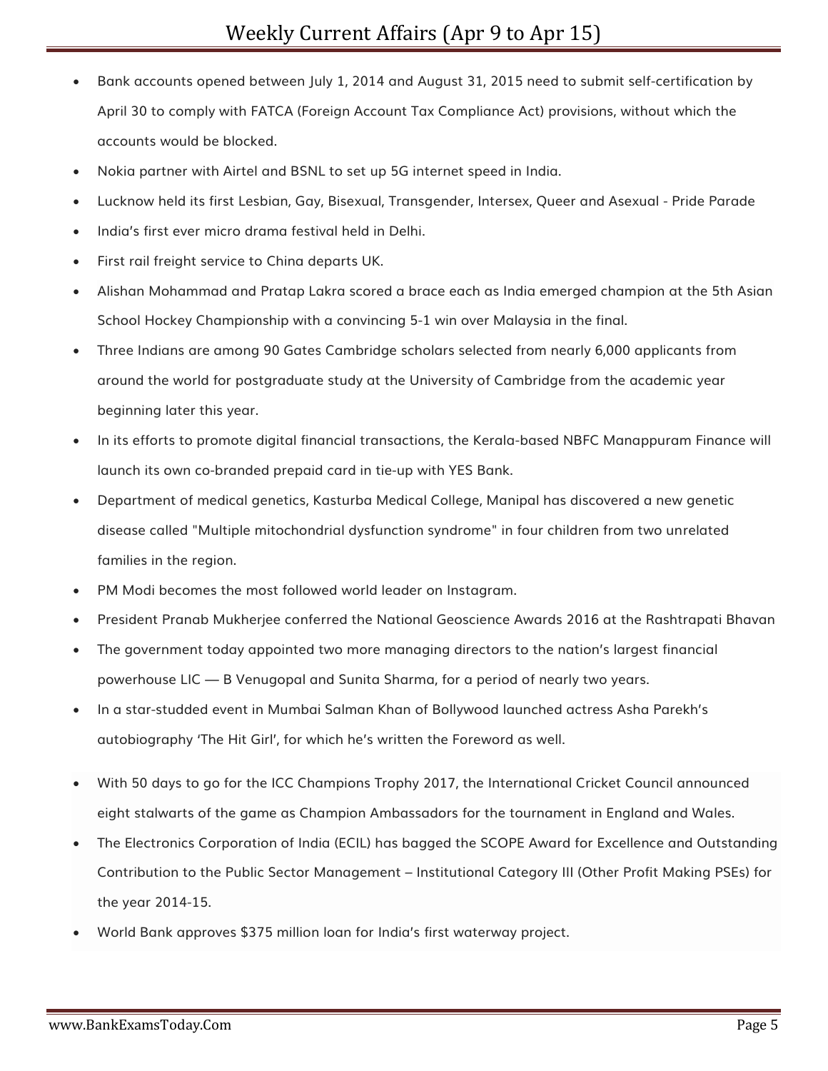- Bank accounts opened between July 1, 2014 and August 31, 2015 need to submit self-certification by April 30 to comply with FATCA (Foreign Account Tax Compliance Act) provisions, without which the accounts would be blocked.
- Nokia partner with Airtel and BSNL to set up 5G internet speed in India.
- Lucknow held its first Lesbian, Gay, Bisexual, Transgender, Intersex, Queer and Asexual - Pride Parade
- India's first ever micro drama festival held in Delhi.
- First rail freight service to China departs UK.
- Alishan Mohammad and Pratap Lakra scored a brace each as India emerged champion at the 5th Asian School Hockey Championship with a convincing 5-1 win over Malaysia in the final.
- Three Indians are among 90 Gates Cambridge scholars selected from nearly 6,000 applicants from around the world for postgraduate study at the University of Cambridge from the academic year beginning later this year.
- In its efforts to promote digital financial transactions, the Kerala-based NBFC Manappuram Finance will launch its own co-branded prepaid card in tie-up with YES Bank.
- Department of medical genetics, Kasturba Medical College, Manipal has discovered a new genetic disease called "Multiple mitochondrial dysfunction syndrome" in four children from two unrelated families in the region.
- PM Modi becomes the most followed world leader on Instagram.
- President Pranab Mukherjee conferred the National Geoscience Awards 2016 at the Rashtrapati Bhavan
- The government today appointed two more managing directors to the nation's largest financial powerhouse LIC — B Venugopal and Sunita Sharma, for a period of nearly two years.
- In a star-studded event in Mumbai Salman Khan of Bollywood launched actress Asha Parekh's autobiography 'The Hit Girl', for which he's written the Foreword as well.
- With 50 days to go for the ICC Champions Trophy 2017, the International Cricket Council announced eight stalwarts of the game as Champion Ambassadors for the tournament in England and Wales.
- The Electronics Corporation of India (ECIL) has bagged the SCOPE Award for Excellence and Outstanding Contribution to the Public Sector Management – Institutional Category III (Other Profit Making PSEs) for the year 2014-15.
- World Bank approves $375 million loan for India's first waterway project.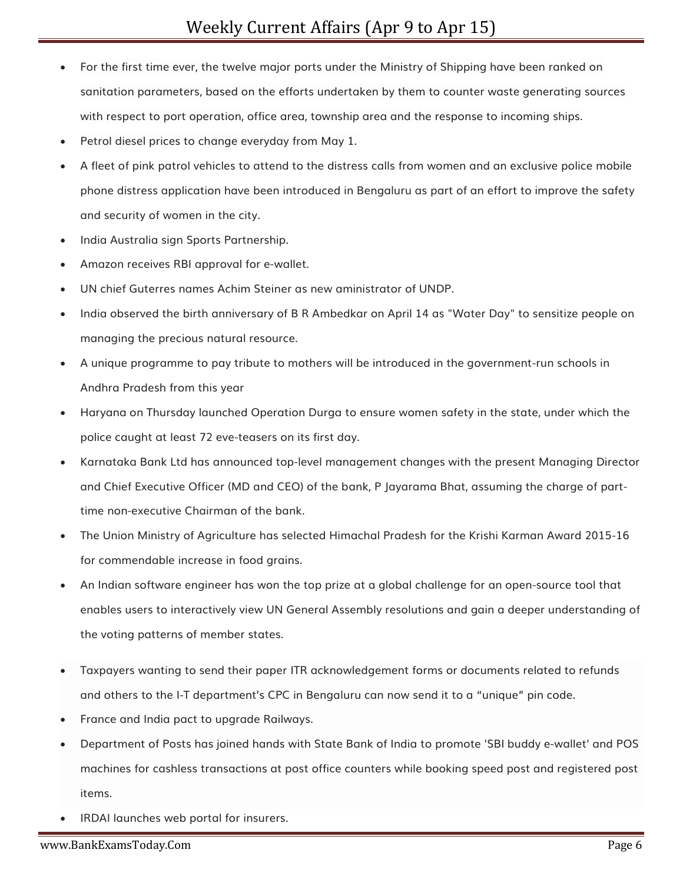- For the first time ever, the twelve major ports under the Ministry of Shipping have been ranked on sanitation parameters, based on the efforts undertaken by them to counter waste generating sources with respect to port operation, office area, township area and the response to incoming ships.
- Petrol diesel prices to change everyday from May 1.
- A fleet of pink patrol vehicles to attend to the distress calls from women and an exclusive police mobile phone distress application have been introduced in Bengaluru as part of an effort to improve the safety and security of women in the city.
- India Australia sign Sports Partnership.
- Amazon receives RBI approval for e-wallet.
- UN chief Guterres names Achim Steiner as new aministrator of UNDP.
- India observed the birth anniversary of B R Ambedkar on April 14 as "Water Day" to sensitize people on managing the precious natural resource.
- A unique programme to pay tribute to mothers will be introduced in the government-run schools in Andhra Pradesh from this year
- Haryana on Thursday launched Operation Durga to ensure women safety in the state, under which the police caught at least 72 eve-teasers on its first day.
- Karnataka Bank Ltd has announced top-level management changes with the present Managing Director and Chief Executive Officer (MD and CEO) of the bank, P Jayarama Bhat, assuming the charge of part-time non-executive Chairman of the bank.
- The Union Ministry of Agriculture has selected Himachal Pradesh for the Krishi Karman Award 2015-16 for commendable increase in food grains.
- An Indian software engineer has won the top prize at a global challenge for an open-source tool that enables users to interactively view UN General Assembly resolutions and gain a deeper understanding of the voting patterns of member states.
- Taxpayers wanting to send their paper ITR acknowledgement forms or documents related to refunds and others to the I-T department's CPC in Bengaluru can now send it to a "unique" pin code.
- France and India pact to upgrade Railways.
- Department of Posts has joined hands with State Bank of India to promote 'SBI buddy e-wallet' and POS machines for cashless transactions at post office counters while booking speed post and registered post items.
- IRDAI launches web portal for insurers.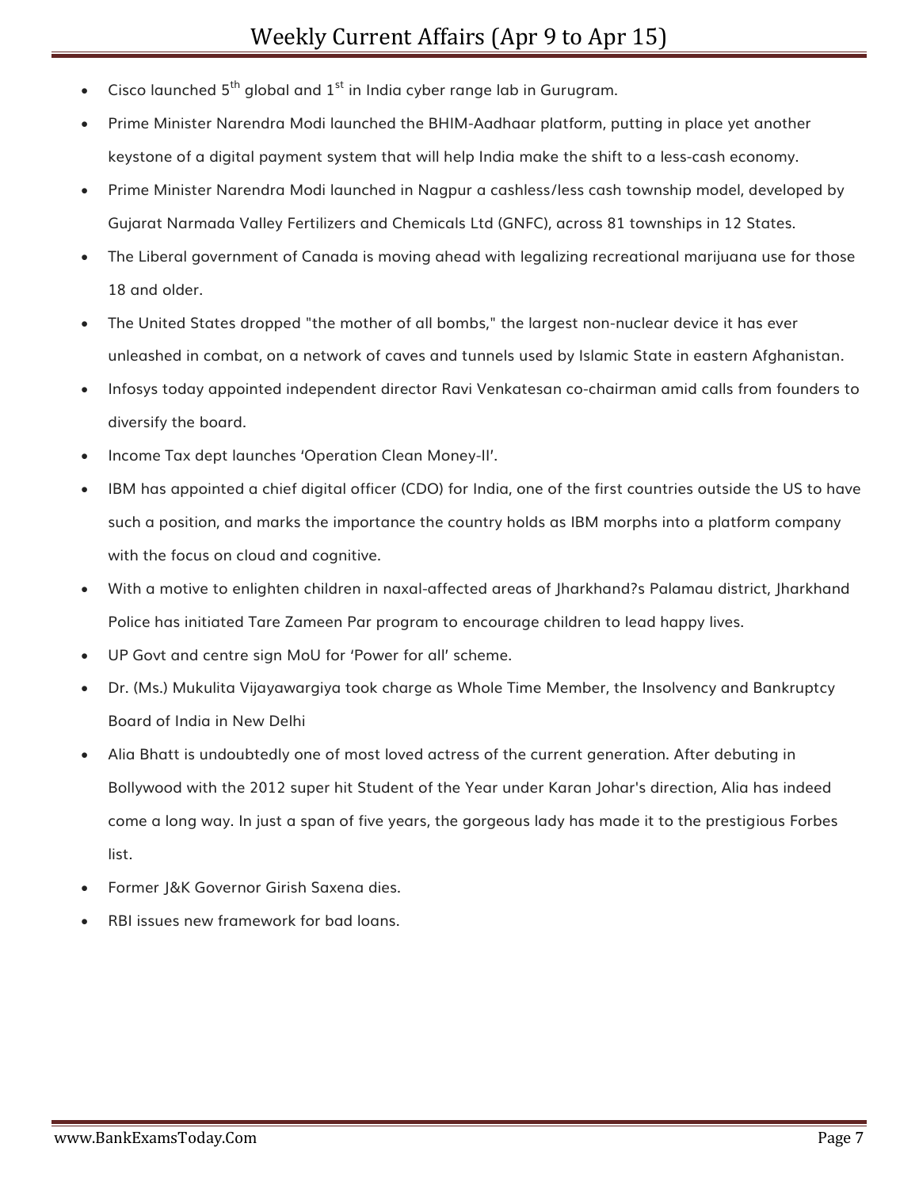- Cisco launched 5th global and 1st in India cyber range lab in Gurugram.
- Prime Minister Narendra Modi launched the BHIM-Aadhaar platform, putting in place yet another keystone of a digital payment system that will help India make the shift to a less-cash economy.
- Prime Minister Narendra Modi launched in Nagpur a cashless/less cash township model, developed by Gujarat Narmada Valley Fertilizers and Chemicals Ltd (GNFC), across 81 townships in 12 States.
- The Liberal government of Canada is moving ahead with legalizing recreational marijuana use for those 18 and older.
- The United States dropped "the mother of all bombs," the largest non-nuclear device it has ever unleashed in combat, on a network of caves and tunnels used by Islamic State in eastern Afghanistan.
- Infosys today appointed independent director Ravi Venkatesan co-chairman amid calls from founders to diversify the board.
- Income Tax dept launches 'Operation Clean Money-II'.
- IBM has appointed a chief digital officer (CDO) for India, one of the first countries outside the US to have such a position, and marks the importance the country holds as IBM morphs into a platform company with the focus on cloud and cognitive.
- With a motive to enlighten children in naxal-affected areas of Jharkhand?s Palamau district, Jharkhand Police has initiated Tare Zameen Par program to encourage children to lead happy lives.
- UP Govt and centre sign MoU for 'Power for all' scheme.
- Dr. (Ms.) Mukulita Vijayawargiya took charge as Whole Time Member, the Insolvency and Bankruptcy Board of India in New Delhi
- Alia Bhatt is undoubtedly one of most loved actress of the current generation. After debuting in Bollywood with the 2012 super hit Student of the Year under Karan Johar's direction, Alia has indeed come a long way. In just a span of five years, the gorgeous lady has made it to the prestigious Forbes list.
- Former J&K Governor Girish Saxena dies.
- RBI issues new framework for bad loans.